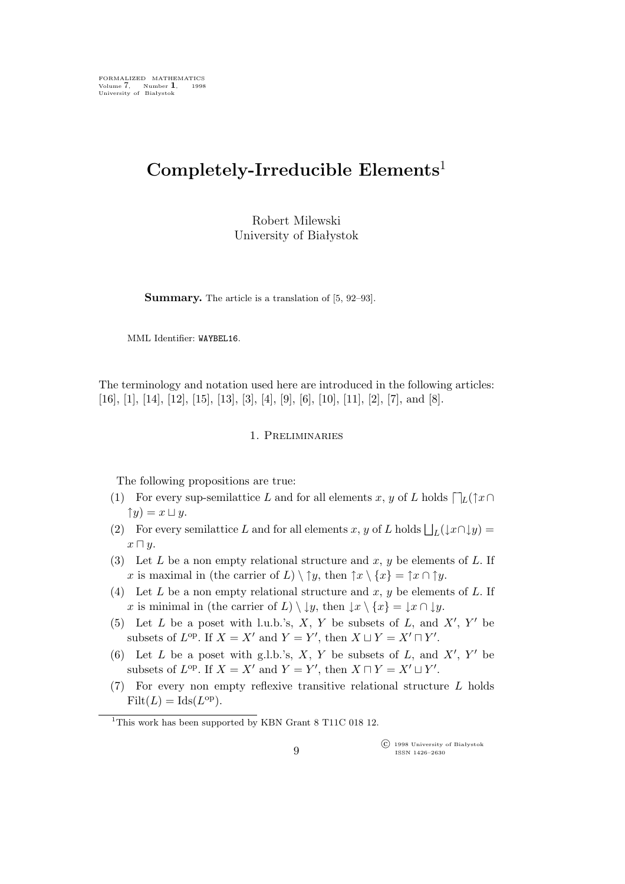FORMALIZED MATHEMATICS
Volume 7, Number 1, 1998
University of Białystok

# Completely-Irreducible Elements[1]

Robert Milewski
University of Białystok

**Summary.** The article is a translation of [5, 92–93].

MML Identifier: WAYBEL16.

The terminology and notation used here are introduced in the following articles: [16], [1], [14], [12], [15], [13], [3], [4], [9], [6], [10], [11], [2], [7], and [8].

## 1. Preliminaries

The following propositions are true:

(1) For every sup-semilattice $L$ and for all elements $x$, $y$ of $L$ holds $\bigsqcap_L(\uparrow x \cap \uparrow y) = x \sqcup y$.

(2) For every semilattice $L$ and for all elements $x$, $y$ of $L$ holds $\bigsqcup_L(\downarrow x \cap \downarrow y) = x \sqcap y$.

(3) Let $L$ be a non empty relational structure and $x$, $y$ be elements of $L$. If $x$ is maximal in (the carrier of $L$) $\setminus \uparrow y$, then $\uparrow x \setminus \{x\} = \uparrow x \cap \uparrow y$.

(4) Let $L$ be a non empty relational structure and $x$, $y$ be elements of $L$. If $x$ is minimal in (the carrier of $L$) $\setminus \downarrow y$, then $\downarrow x \setminus \{x\} = \downarrow x \cap \downarrow y$.

(5) Let $L$ be a poset with l.u.b.'s, $X$, $Y$ be subsets of $L$, and $X'$, $Y'$ be subsets of $L^{\rm op}$. If $X = X'$ and $Y = Y'$, then $X \sqcup Y = X' \sqcap Y'$.

(6) Let $L$ be a poset with g.l.b.'s, $X$, $Y$ be subsets of $L$, and $X'$, $Y'$ be subsets of $L^{\rm op}$. If $X = X'$ and $Y = Y'$, then $X \sqcap Y = X' \sqcup Y'$.

(7) For every non empty reflexive transitive relational structure $L$ holds $\mathrm{Filt}(L) = \mathrm{Ids}(L^{\rm op})$.

[1] This work has been supported by KBN Grant 8 T11C 018 12.

© 1998 University of Białystok
ISSN 1426–2630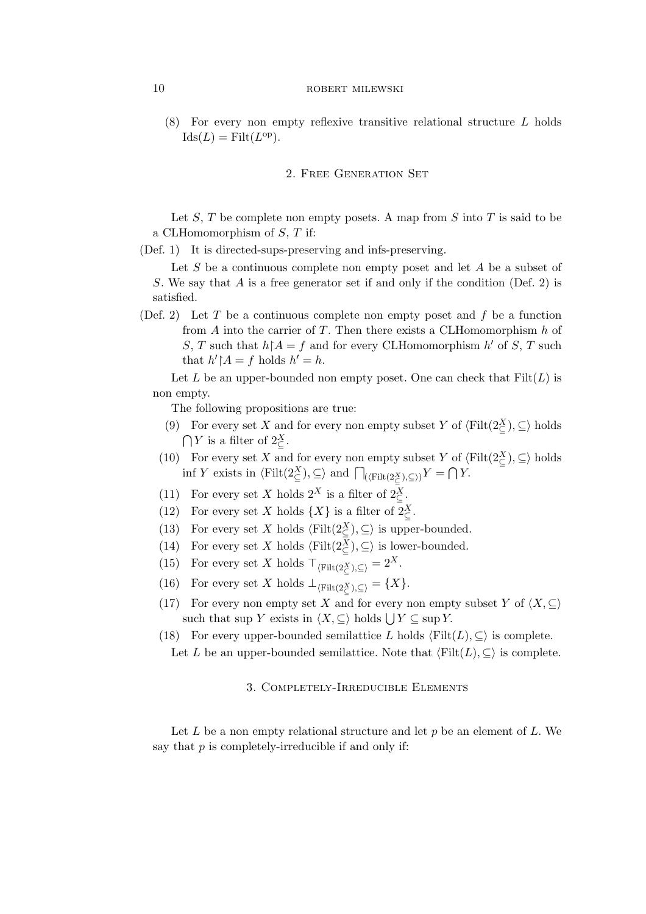(8) For every non empty reflexive transitive relational structure $L$ holds $\mathrm{Ids}(L) = \mathrm{Filt}(L^{\mathrm{op}})$.

## 2. Free Generation Set

Let $S$, $T$ be complete non empty posets. A map from $S$ into $T$ is said to be a CLHomomorphism of $S$, $T$ if:

(Def. 1) It is directed-sups-preserving and infs-preserving.

Let $S$ be a continuous complete non empty poset and let $A$ be a subset of $S$. We say that $A$ is a free generator set if and only if the condition (Def. 2) is satisfied.

(Def. 2) Let $T$ be a continuous complete non empty poset and $f$ be a function from $A$ into the carrier of $T$. Then there exists a CLHomomorphism $h$ of $S$, $T$ such that $h \restriction A = f$ and for every CLHomomorphism $h'$ of $S$, $T$ such that $h' \restriction A = f$ holds $h' = h$.

Let $L$ be an upper-bounded non empty poset. One can check that $\mathrm{Filt}(L)$ is non empty.

The following propositions are true:

(9) For every set $X$ and for every non empty subset $Y$ of $\langle \mathrm{Filt}(2^X_{\subseteq}), \subseteq \rangle$ holds $\bigcap Y$ is a filter of $2^X_{\subseteq}$.

(10) For every set $X$ and for every non empty subset $Y$ of $\langle \mathrm{Filt}(2^X_{\subseteq}), \subseteq \rangle$ holds $\inf Y$ exists in $\langle \mathrm{Filt}(2^X_{\subseteq}), \subseteq \rangle$ and $\bigsqcap_{(\langle \mathrm{Filt}(2^X_{\subseteq}), \subseteq \rangle)} Y = \bigcap Y$.

(11) For every set $X$ holds $2^X$ is a filter of $2^X_{\subseteq}$.

(12) For every set $X$ holds $\{X\}$ is a filter of $2^X_{\subseteq}$.

(13) For every set $X$ holds $\langle \mathrm{Filt}(2^X_{\subseteq}), \subseteq \rangle$ is upper-bounded.

(14) For every set $X$ holds $\langle \mathrm{Filt}(2^X_{\subseteq}), \subseteq \rangle$ is lower-bounded.

(15) For every set $X$ holds $\top_{\langle \mathrm{Filt}(2^X_{\subseteq}), \subseteq \rangle} = 2^X$.

(16) For every set $X$ holds $\perp_{\langle \mathrm{Filt}(2^X_{\subseteq}), \subseteq \rangle} = \{X\}$.

(17) For every non empty set $X$ and for every non empty subset $Y$ of $\langle X, \subseteq \rangle$ such that $\sup Y$ exists in $\langle X, \subseteq \rangle$ holds $\bigcup Y \subseteq \sup Y$.

(18) For every upper-bounded semilattice $L$ holds $\langle \mathrm{Filt}(L), \subseteq \rangle$ is complete.

Let $L$ be an upper-bounded semilattice. Note that $\langle \mathrm{Filt}(L), \subseteq \rangle$ is complete.

## 3. Completely-Irreducible Elements

Let $L$ be a non empty relational structure and let $p$ be an element of $L$. We say that $p$ is completely-irreducible if and only if: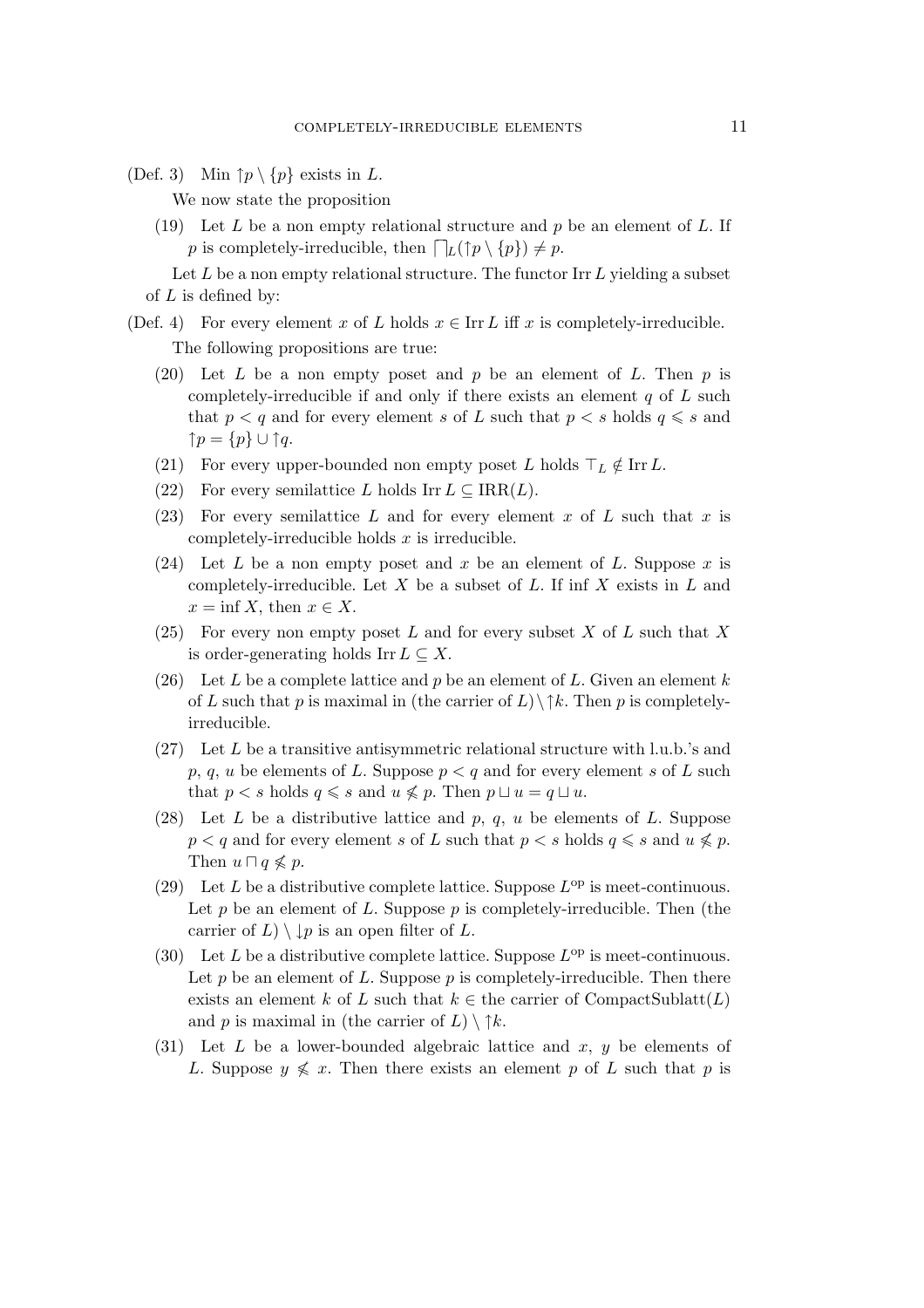(Def. 3) Min $\uparrow p \setminus \{p\}$ exists in $L$.

We now state the proposition

(19) Let $L$ be a non empty relational structure and $p$ be an element of $L$. If $p$ is completely-irreducible, then $\bigsqcap_L(\uparrow p \setminus \{p\}) \neq p$.

Let $L$ be a non empty relational structure. The functor Irr $L$ yielding a subset of $L$ is defined by:

(Def. 4) For every element $x$ of $L$ holds $x \in \operatorname{Irr} L$ iff $x$ is completely-irreducible.

The following propositions are true:

(20) Let $L$ be a non empty poset and $p$ be an element of $L$. Then $p$ is completely-irreducible if and only if there exists an element $q$ of $L$ such that $p < q$ and for every element $s$ of $L$ such that $p < s$ holds $q \leqslant s$ and $\uparrow p = \{p\} \cup \uparrow q$.

(21) For every upper-bounded non empty poset $L$ holds $\top_L \notin \operatorname{Irr} L$.

(22) For every semilattice $L$ holds $\operatorname{Irr} L \subseteq \operatorname{IRR}(L)$.

(23) For every semilattice $L$ and for every element $x$ of $L$ such that $x$ is completely-irreducible holds $x$ is irreducible.

(24) Let $L$ be a non empty poset and $x$ be an element of $L$. Suppose $x$ is completely-irreducible. Let $X$ be a subset of $L$. If inf $X$ exists in $L$ and $x = \inf X$, then $x \in X$.

(25) For every non empty poset $L$ and for every subset $X$ of $L$ such that $X$ is order-generating holds $\operatorname{Irr} L \subseteq X$.

(26) Let $L$ be a complete lattice and $p$ be an element of $L$. Given an element $k$ of $L$ such that $p$ is maximal in (the carrier of $L$)$\setminus \uparrow k$. Then $p$ is completely-irreducible.

(27) Let $L$ be a transitive antisymmetric relational structure with l.u.b.'s and $p$, $q$, $u$ be elements of $L$. Suppose $p < q$ and for every element $s$ of $L$ such that $p < s$ holds $q \leqslant s$ and $u \nleqslant p$. Then $p \sqcup u = q \sqcup u$.

(28) Let $L$ be a distributive lattice and $p$, $q$, $u$ be elements of $L$. Suppose $p < q$ and for every element $s$ of $L$ such that $p < s$ holds $q \leqslant s$ and $u \nleqslant p$. Then $u \sqcap q \nleqslant p$.

(29) Let $L$ be a distributive complete lattice. Suppose $L^{\mathrm{op}}$ is meet-continuous. Let $p$ be an element of $L$. Suppose $p$ is completely-irreducible. Then (the carrier of $L$) $\setminus \downarrow p$ is an open filter of $L$.

(30) Let $L$ be a distributive complete lattice. Suppose $L^{\mathrm{op}}$ is meet-continuous. Let $p$ be an element of $L$. Suppose $p$ is completely-irreducible. Then there exists an element $k$ of $L$ such that $k \in$ the carrier of CompactSublatt($L$) and $p$ is maximal in (the carrier of $L$) $\setminus \uparrow k$.

(31) Let $L$ be a lower-bounded algebraic lattice and $x$, $y$ be elements of $L$. Suppose $y \nleqslant x$. Then there exists an element $p$ of $L$ such that $p$ is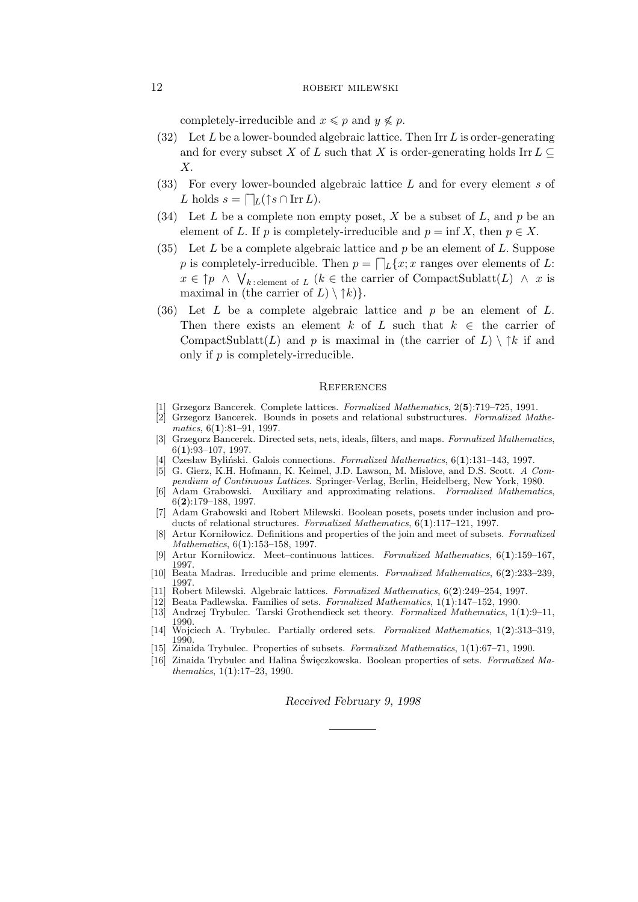completely-irreducible and $x \leqslant p$ and $y \nleqslant p$.

(32) Let $L$ be a lower-bounded algebraic lattice. Then $\operatorname{Irr} L$ is order-generating and for every subset $X$ of $L$ such that $X$ is order-generating holds $\operatorname{Irr} L \subseteq X$.

(33) For every lower-bounded algebraic lattice $L$ and for every element $s$ of $L$ holds $s = \bigsqcap_L(\uparrow s \cap \operatorname{Irr} L)$.

(34) Let $L$ be a complete non empty poset, $X$ be a subset of $L$, and $p$ be an element of $L$. If $p$ is completely-irreducible and $p = \inf X$, then $p \in X$.

(35) Let $L$ be a complete algebraic lattice and $p$ be an element of $L$. Suppose $p$ is completely-irreducible. Then $p = \bigsqcap_L\{x; x$ ranges over elements of $L$: $x \in \uparrow p \ \wedge \ \bigvee_{k\,:\,\text{element of } L}$ ($k \in$ the carrier of CompactSublatt($L$) $\wedge$ $x$ is maximal in (the carrier of $L) \setminus \uparrow k)\}$.

(36) Let $L$ be a complete algebraic lattice and $p$ be an element of $L$. Then there exists an element $k$ of $L$ such that $k \in$ the carrier of CompactSublatt($L$) and $p$ is maximal in (the carrier of $L) \setminus \uparrow k$ if and only if $p$ is completely-irreducible.

## References

[1] Grzegorz Bancerek. Complete lattices. *Formalized Mathematics*, 2(**5**):719–725, 1991.

[2] Grzegorz Bancerek. Bounds in posets and relational substructures. *Formalized Mathematics*, 6(**1**):81–91, 1997.

[3] Grzegorz Bancerek. Directed sets, nets, ideals, filters, and maps. *Formalized Mathematics*, 6(**1**):93–107, 1997.

[4] Czesław Byliński. Galois connections. *Formalized Mathematics*, 6(**1**):131–143, 1997.

[5] G. Gierz, K.H. Hofmann, K. Keimel, J.D. Lawson, M. Mislove, and D.S. Scott. *A Compendium of Continuous Lattices*. Springer-Verlag, Berlin, Heidelberg, New York, 1980.

[6] Adam Grabowski. Auxiliary and approximating relations. *Formalized Mathematics*, 6(**2**):179–188, 1997.

[7] Adam Grabowski and Robert Milewski. Boolean posets, posets under inclusion and products of relational structures. *Formalized Mathematics*, 6(**1**):117–121, 1997.

[8] Artur Korniłowicz. Definitions and properties of the join and meet of subsets. *Formalized Mathematics*, 6(**1**):153–158, 1997.

[9] Artur Korniłowicz. Meet–continuous lattices. *Formalized Mathematics*, 6(**1**):159–167, 1997.

[10] Beata Madras. Irreducible and prime elements. *Formalized Mathematics*, 6(**2**):233–239, 1997.

[11] Robert Milewski. Algebraic lattices. *Formalized Mathematics*, 6(**2**):249–254, 1997.

[12] Beata Padlewska. Families of sets. *Formalized Mathematics*, 1(**1**):147–152, 1990.

[13] Andrzej Trybulec. Tarski Grothendieck set theory. *Formalized Mathematics*, 1(**1**):9–11, 1990.

[14] Wojciech A. Trybulec. Partially ordered sets. *Formalized Mathematics*, 1(**2**):313–319, 1990.

[15] Zinaida Trybulec. Properties of subsets. *Formalized Mathematics*, 1(**1**):67–71, 1990.

[16] Zinaida Trybulec and Halina Święczkowska. Boolean properties of sets. *Formalized Mathematics*, 1(**1**):17–23, 1990.

*Received February 9, 1998*